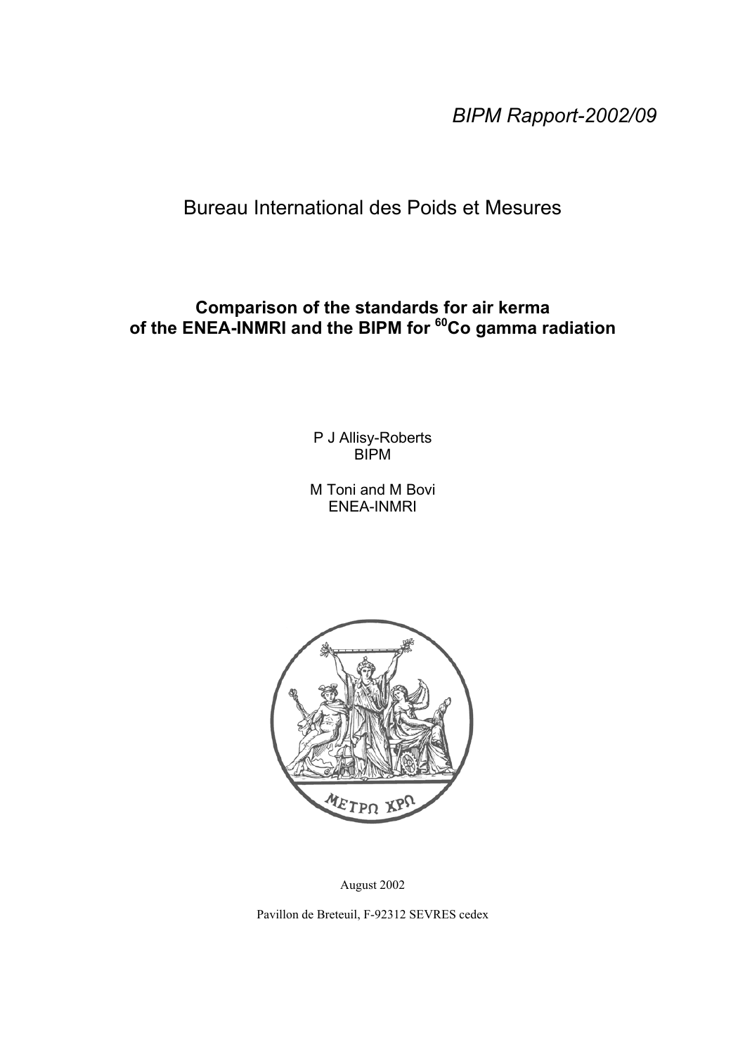*BIPM Rapport-2002/09*

Bureau International des Poids et Mesures

**Comparison of the standards for air kerma of the ENEA-INMRI and the BIPM for $^{60}$Co gamma radiation**

P J Allisy-Roberts
BIPM

M Toni and M Bovi
ENEA-INMRI

ΜΕΤΡΩ ΧΡΩ

August 2002

Pavillon de Breteuil, F-92312 SEVRES cedex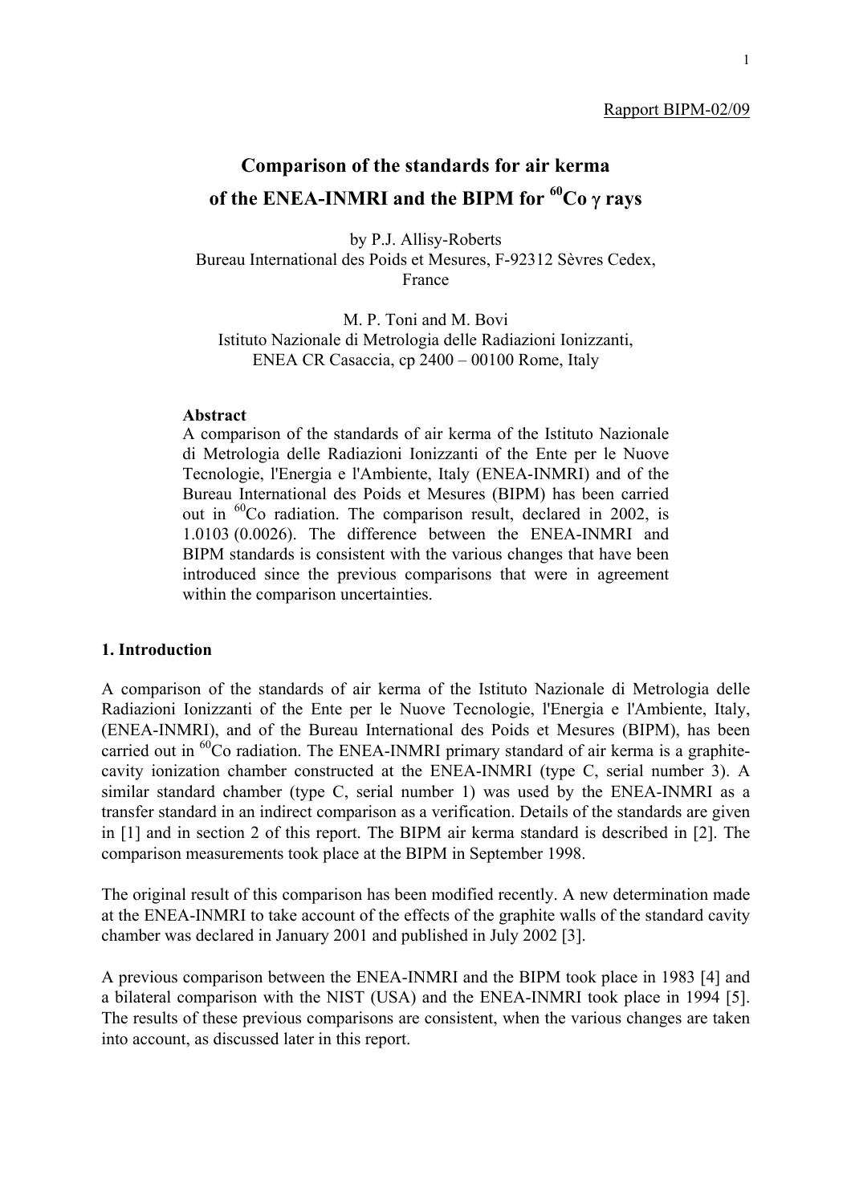Rapport BIPM-02/09

# Comparison of the standards for air kerma of the ENEA-INMRI and the BIPM for $^{60}$Co γ rays

by P.J. Allisy-Roberts
Bureau International des Poids et Mesures, F-92312 Sèvres Cedex, France

M. P. Toni and M. Bovi
Istituto Nazionale di Metrologia delle Radiazioni Ionizzanti, ENEA CR Casaccia, cp 2400 – 00100 Rome, Italy

**Abstract**

A comparison of the standards of air kerma of the Istituto Nazionale di Metrologia delle Radiazioni Ionizzanti of the Ente per le Nuove Tecnologie, l'Energia e l'Ambiente, Italy (ENEA-INMRI) and of the Bureau International des Poids et Mesures (BIPM) has been carried out in $^{60}$Co radiation. The comparison result, declared in 2002, is 1.0103 (0.0026). The difference between the ENEA-INMRI and BIPM standards is consistent with the various changes that have been introduced since the previous comparisons that were in agreement within the comparison uncertainties.

## 1. Introduction

A comparison of the standards of air kerma of the Istituto Nazionale di Metrologia delle Radiazioni Ionizzanti of the Ente per le Nuove Tecnologie, l'Energia e l'Ambiente, Italy, (ENEA-INMRI), and of the Bureau International des Poids et Mesures (BIPM), has been carried out in $^{60}$Co radiation. The ENEA-INMRI primary standard of air kerma is a graphite-cavity ionization chamber constructed at the ENEA-INMRI (type C, serial number 3). A similar standard chamber (type C, serial number 1) was used by the ENEA-INMRI as a transfer standard in an indirect comparison as a verification. Details of the standards are given in [1] and in section 2 of this report. The BIPM air kerma standard is described in [2]. The comparison measurements took place at the BIPM in September 1998.

The original result of this comparison has been modified recently. A new determination made at the ENEA-INMRI to take account of the effects of the graphite walls of the standard cavity chamber was declared in January 2001 and published in July 2002 [3].

A previous comparison between the ENEA-INMRI and the BIPM took place in 1983 [4] and a bilateral comparison with the NIST (USA) and the ENEA-INMRI took place in 1994 [5]. The results of these previous comparisons are consistent, when the various changes are taken into account, as discussed later in this report.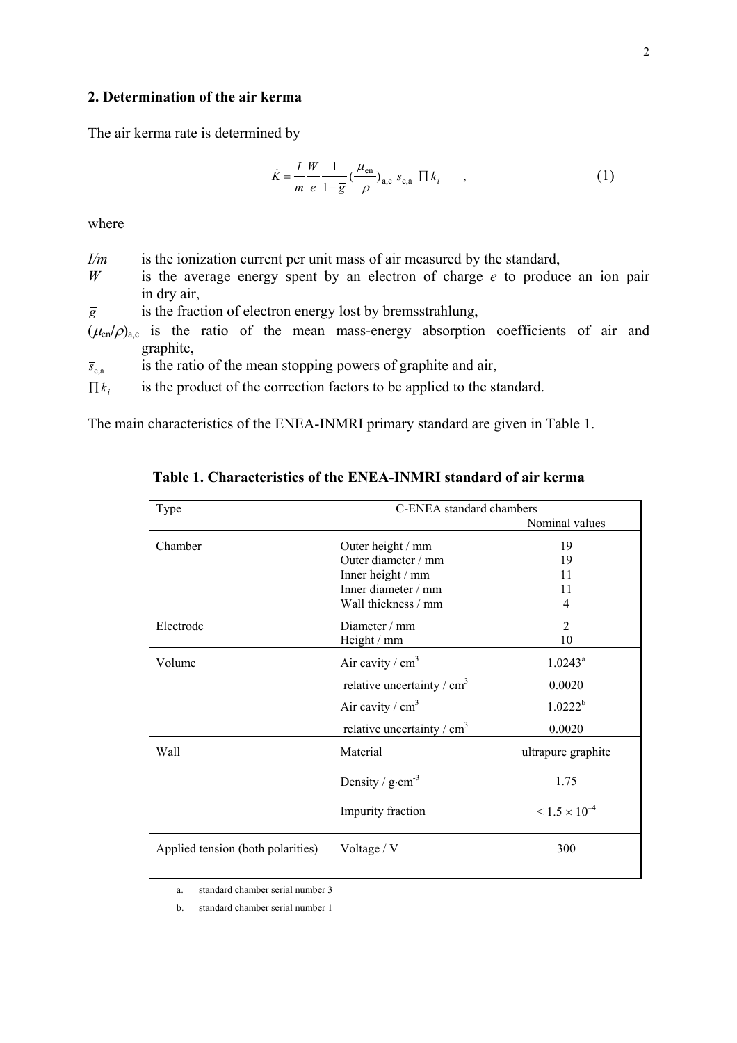## 2. Determination of the air kerma

The air kerma rate is determined by

$$\dot{K} = \frac{I}{m}\frac{W}{e}\frac{1}{1-\bar{g}}\left(\frac{\mu_{\text{en}}}{\rho}\right)_{\text{a,c}} \bar{s}_{\text{c,a}} \prod k_i \quad , \tag{1}$$

where

- $I/m$ is the ionization current per unit mass of air measured by the standard,
- $W$ is the average energy spent by an electron of charge $e$ to produce an ion pair in dry air,
- $\bar{g}$ is the fraction of electron energy lost by bremsstrahlung,
- $(\mu_{\text{en}}/\rho)_{\text{a,c}}$ is the ratio of the mean mass-energy absorption coefficients of air and graphite,
- $\bar{s}_{\text{c,a}}$ is the ratio of the mean stopping powers of graphite and air,
- $\prod k_i$ is the product of the correction factors to be applied to the standard.

The main characteristics of the ENEA-INMRI primary standard are given in Table 1.

**Table 1. Characteristics of the ENEA-INMRI standard of air kerma**

| Type | C-ENEA standard chambers | Nominal values |
|---|---|---|
| Chamber | Outer height / mm | 19 |
| | Outer diameter / mm | 19 |
| | Inner height / mm | 11 |
| | Inner diameter / mm | 11 |
| | Wall thickness / mm | 4 |
| Electrode | Diameter / mm | 2 |
| | Height / mm | 10 |
| Volume | Air cavity / cm$^3$ | 1.0243[a] |
| | relative uncertainty / cm$^3$ | 0.0020 |
| | Air cavity / cm$^3$ | 1.0222[b] |
| | relative uncertainty / cm$^3$ | 0.0020 |
| Wall | Material | ultrapure graphite |
| | Density / g·cm$^{-3}$ | 1.75 |
| | Impurity fraction | $< 1.5 \times 10^{-4}$ |
| Applied tension (both polarities) | Voltage / V | 300 |

a. standard chamber serial number 3

b. standard chamber serial number 1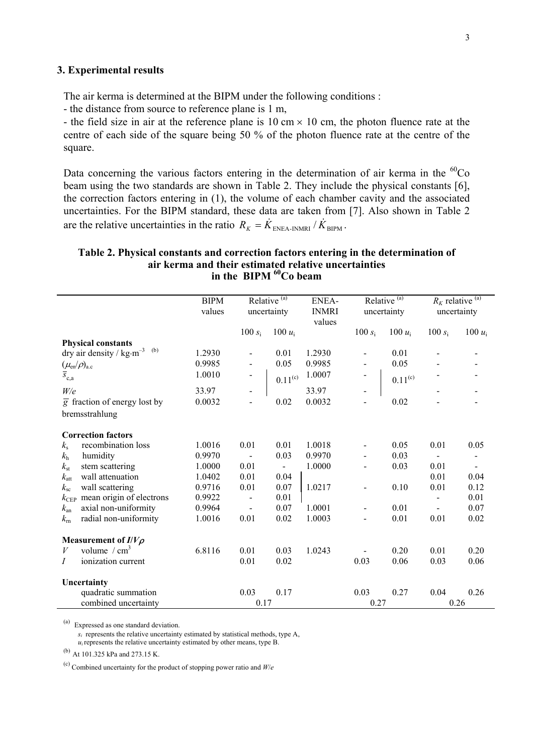## 3. Experimental results

The air kerma is determined at the BIPM under the following conditions :

- the distance from source to reference plane is 1 m,
- the field size in air at the reference plane is 10 cm × 10 cm, the photon fluence rate at the centre of each side of the square being 50 % of the photon fluence rate at the centre of the square.

Data concerning the various factors entering in the determination of air kerma in the $^{60}$Co beam using the two standards are shown in Table 2. They include the physical constants [6], the correction factors entering in (1), the volume of each chamber cavity and the associated uncertainties. For the BIPM standard, these data are taken from [7]. Also shown in Table 2 are the relative uncertainties in the ratio $R_K = \dot{K}_{\text{ENEA-INMRI}} / \dot{K}_{\text{BIPM}}$.

**Table 2. Physical constants and correction factors entering in the determination of air kerma and their estimated relative uncertainties in the BIPM $^{60}$Co beam**

| | BIPM values | Relative [(a)] uncertainty | | ENEA-INMRI values | Relative [(a)] uncertainty | | $R_K$ relative [(a)] uncertainty | |
|---|---|---|---|---|---|---|---|---|
| | | $100\, s_i$ | $100\, u_i$ | | $100\, s_i$ | $100\, u_i$ | $100\, s_i$ | $100\, u_i$ |
| **Physical constants** | | | | | | | | |
| dry air density / kg·m$^{-3}$ [(b)] | 1.2930 | - | 0.01 | 1.2930 | - | 0.01 | - | - |
| $(\mu_{en}/\rho)_{a,c}$ | 0.9985 | - | 0.05 | 0.9985 | - | 0.05 | - | - |
| $\bar{s}_{c,a}$ | 1.0010 | - | 0.11[(c)] | 1.0007 | - | 0.11[(c)] | - | - |
| $W/e$ | 33.97 | - | | 33.97 | - | | - | - |
| $\bar{g}$ fraction of energy lost by bremsstrahlung | 0.0032 | - | 0.02 | 0.0032 | - | 0.02 | - | - |
| **Correction factors** | | | | | | | | |
| $k_s$ recombination loss | 1.0016 | 0.01 | 0.01 | 1.0018 | - | 0.05 | 0.01 | 0.05 |
| $k_h$ humidity | 0.9970 | - | 0.03 | 0.9970 | - | 0.03 | - | - |
| $k_{st}$ stem scattering | 1.0000 | 0.01 | - | 1.0000 | - | 0.03 | 0.01 | - |
| $k_{att}$ wall attenuation | 1.0402 | 0.01 | 0.04 | | | | 0.01 | 0.04 |
| $k_{sc}$ wall scattering | 0.9716 | 0.01 | 0.07 | 1.0217 | - | 0.10 | 0.01 | 0.12 |
| $k_{CEP}$ mean origin of electrons | 0.9922 | - | 0.01 | | | | - | 0.01 |
| $k_{an}$ axial non-uniformity | 0.9964 | - | 0.07 | 1.0001 | - | 0.01 | - | 0.07 |
| $k_{rn}$ radial non-uniformity | 1.0016 | 0.01 | 0.02 | 1.0003 | - | 0.01 | 0.01 | 0.02 |
| **Measurement of $I/V\rho$** | | | | | | | | |
| $V$ volume / cm$^3$ | 6.8116 | 0.01 | 0.03 | 1.0243 | - | 0.20 | 0.01 | 0.20 |
| $I$ ionization current | | 0.01 | 0.02 | | 0.03 | 0.06 | 0.03 | 0.06 |
| **Uncertainty** | | | | | | | | |
| quadratic summation | | 0.03 | 0.17 | | 0.03 | 0.27 | 0.04 | 0.26 |
| combined uncertainty | | 0.17 | | | 0.27 | | 0.26 | |

(a) Expressed as one standard deviation.
$s_i$ represents the relative uncertainty estimated by statistical methods, type A,
$u_i$ represents the relative uncertainty estimated by other means, type B.

(b) At 101.325 kPa and 273.15 K.

(c) Combined uncertainty for the product of stopping power ratio and $W/e$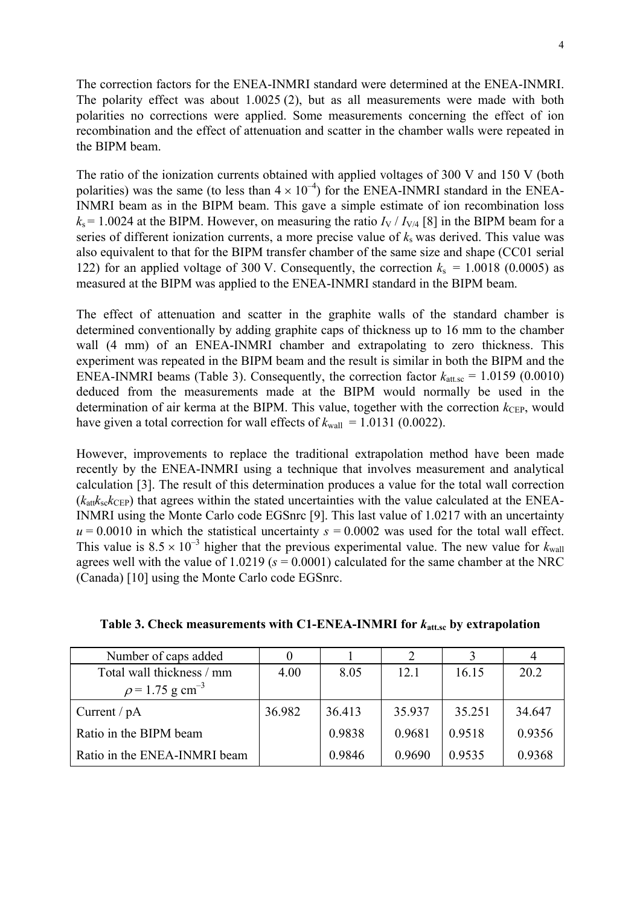The correction factors for the ENEA-INMRI standard were determined at the ENEA-INMRI. The polarity effect was about 1.0025 (2), but as all measurements were made with both polarities no corrections were applied. Some measurements concerning the effect of ion recombination and the effect of attenuation and scatter in the chamber walls were repeated in the BIPM beam.

The ratio of the ionization currents obtained with applied voltages of 300 V and 150 V (both polarities) was the same (to less than $4 \times 10^{-4}$) for the ENEA-INMRI standard in the ENEA-INMRI beam as in the BIPM beam. This gave a simple estimate of ion recombination loss $k_s = 1.0024$ at the BIPM. However, on measuring the ratio $I_V / I_{V/4}$ [8] in the BIPM beam for a series of different ionization currents, a more precise value of $k_s$ was derived. This value was also equivalent to that for the BIPM transfer chamber of the same size and shape (CC01 serial 122) for an applied voltage of 300 V. Consequently, the correction $k_s = 1.0018$ (0.0005) as measured at the BIPM was applied to the ENEA-INMRI standard in the BIPM beam.

The effect of attenuation and scatter in the graphite walls of the standard chamber is determined conventionally by adding graphite caps of thickness up to 16 mm to the chamber wall (4 mm) of an ENEA-INMRI chamber and extrapolating to zero thickness. This experiment was repeated in the BIPM beam and the result is similar in both the BIPM and the ENEA-INMRI beams (Table 3). Consequently, the correction factor $k_{att.sc} = 1.0159$ (0.0010) deduced from the measurements made at the BIPM would normally be used in the determination of air kerma at the BIPM. This value, together with the correction $k_{CEP}$, would have given a total correction for wall effects of $k_{wall} = 1.0131$ (0.0022).

However, improvements to replace the traditional extrapolation method have been made recently by the ENEA-INMRI using a technique that involves measurement and analytical calculation [3]. The result of this determination produces a value for the total wall correction ($k_{att}k_{sc}k_{CEP}$) that agrees within the stated uncertainties with the value calculated at the ENEA-INMRI using the Monte Carlo code EGSnrc [9]. This last value of 1.0217 with an uncertainty $u = 0.0010$ in which the statistical uncertainty $s = 0.0002$ was used for the total wall effect. This value is $8.5 \times 10^{-3}$ higher that the previous experimental value. The new value for $k_{wall}$ agrees well with the value of 1.0219 ($s = 0.0001$) calculated for the same chamber at the NRC (Canada) [10] using the Monte Carlo code EGSnrc.

**Table 3. Check measurements with C1-ENEA-INMRI for $k_{att.sc}$ by extrapolation**

| Number of caps added | 0 | 1 | 2 | 3 | 4 |
|---|---|---|---|---|---|
| Total wall thickness / mm $\rho = 1.75$ g cm$^{-3}$ | 4.00 | 8.05 | 12.1 | 16.15 | 20.2 |
| Current / pA | 36.982 | 36.413 | 35.937 | 35.251 | 34.647 |
| Ratio in the BIPM beam | | 0.9838 | 0.9681 | 0.9518 | 0.9356 |
| Ratio in the ENEA-INMRI beam | | 0.9846 | 0.9690 | 0.9535 | 0.9368 |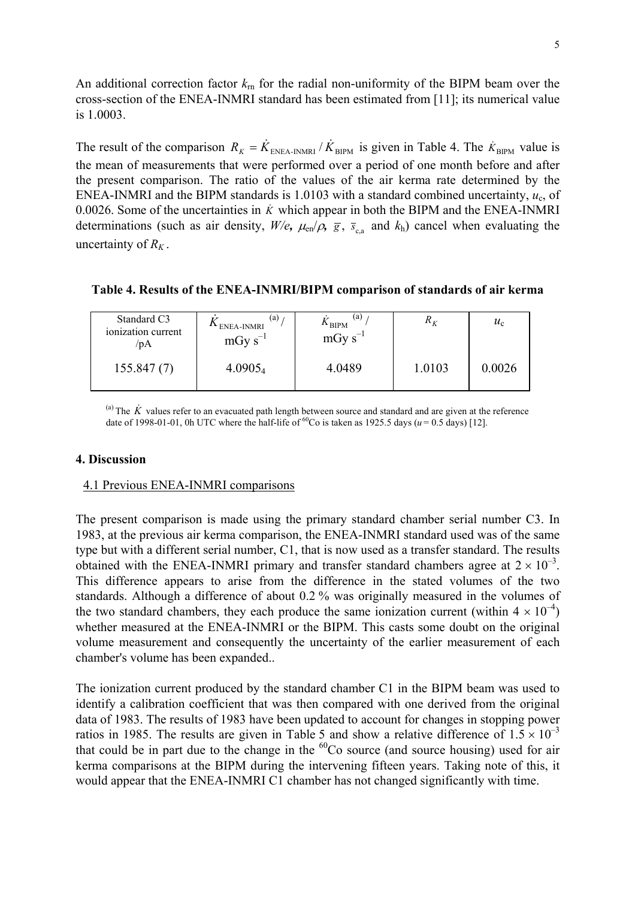An additional correction factor $k_{rn}$ for the radial non-uniformity of the BIPM beam over the cross-section of the ENEA-INMRI standard has been estimated from [11]; its numerical value is 1.0003.

The result of the comparison $R_K = \dot{K}_{\text{ENEA-INMRI}} / \dot{K}_{\text{BIPM}}$ is given in Table 4. The $\dot{K}_{\text{BIPM}}$ value is the mean of measurements that were performed over a period of one month before and after the present comparison. The ratio of the values of the air kerma rate determined by the ENEA-INMRI and the BIPM standards is 1.0103 with a standard combined uncertainty, $u_c$, of 0.0026. Some of the uncertainties in $\dot{K}$ which appear in both the BIPM and the ENEA-INMRI determinations (such as air density, $W/e$, $\mu_{en}/\rho$, $\bar{g}$, $\bar{s}_{c,a}$ and $k_h$) cancel when evaluating the uncertainty of $R_K$.

**Table 4. Results of the ENEA-INMRI/BIPM comparison of standards of air kerma**

| Standard C3 ionization current /pA | $\dot{K}_{\text{ENEA-INMRI}}$ [(a)] / mGy s$^{-1}$ | $\dot{K}_{\text{BIPM}}$ [(a)] / mGy s$^{-1}$ | $R_K$ | $u_c$ |
|---|---|---|---|---|
| 155.847 (7) | $4.0905_4$ | 4.0489 | 1.0103 | 0.0026 |

[(a)] The $\dot{K}$ values refer to an evacuated path length between source and standard and are given at the reference date of 1998-01-01, 0h UTC where the half-life of $^{60}$Co is taken as 1925.5 days ($u$ = 0.5 days) [12].

## 4. Discussion

### 4.1 Previous ENEA-INMRI comparisons

The present comparison is made using the primary standard chamber serial number C3. In 1983, at the previous air kerma comparison, the ENEA-INMRI standard used was of the same type but with a different serial number, C1, that is now used as a transfer standard. The results obtained with the ENEA-INMRI primary and transfer standard chambers agree at $2 \times 10^{-3}$. This difference appears to arise from the difference in the stated volumes of the two standards. Although a difference of about 0.2 % was originally measured in the volumes of the two standard chambers, they each produce the same ionization current (within $4 \times 10^{-4}$) whether measured at the ENEA-INMRI or the BIPM. This casts some doubt on the original volume measurement and consequently the uncertainty of the earlier measurement of each chamber's volume has been expanded..

The ionization current produced by the standard chamber C1 in the BIPM beam was used to identify a calibration coefficient that was then compared with one derived from the original data of 1983. The results of 1983 have been updated to account for changes in stopping power ratios in 1985. The results are given in Table 5 and show a relative difference of $1.5 \times 10^{-3}$ that could be in part due to the change in the $^{60}$Co source (and source housing) used for air kerma comparisons at the BIPM during the intervening fifteen years. Taking note of this, it would appear that the ENEA-INMRI C1 chamber has not changed significantly with time.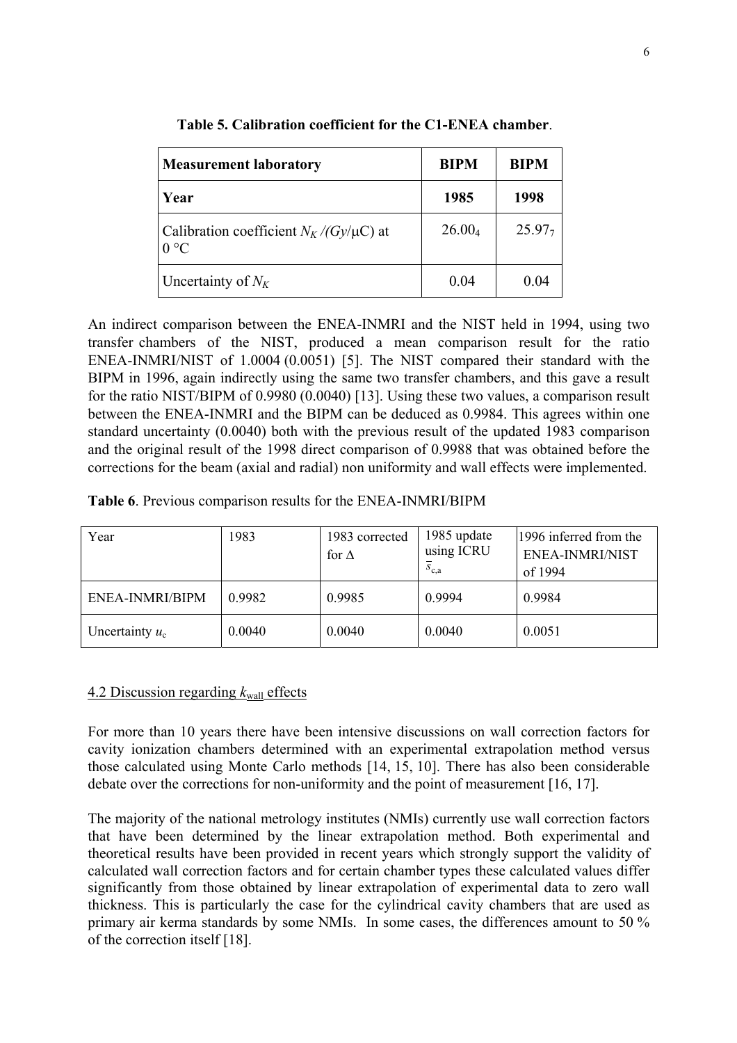**Table 5. Calibration coefficient for the C1-ENEA chamber**.

| Measurement laboratory | BIPM | BIPM |
|---|---|---|
| **Year** | **1985** | **1998** |
| Calibration coefficient $N_K$ /(*Gy*/μC) at 0 °C | $26.00_4$ | $25.97_7$ |
| Uncertainty of $N_K$ | 0.04 | 0.04 |

An indirect comparison between the ENEA-INMRI and the NIST held in 1994, using two transfer chambers of the NIST, produced a mean comparison result for the ratio ENEA-INMRI/NIST of 1.0004 (0.0051) [5]. The NIST compared their standard with the BIPM in 1996, again indirectly using the same two transfer chambers, and this gave a result for the ratio NIST/BIPM of 0.9980 (0.0040) [13]. Using these two values, a comparison result between the ENEA-INMRI and the BIPM can be deduced as 0.9984. This agrees within one standard uncertainty (0.0040) both with the previous result of the updated 1983 comparison and the original result of the 1998 direct comparison of 0.9988 that was obtained before the corrections for the beam (axial and radial) non uniformity and wall effects were implemented.

**Table 6**. Previous comparison results for the ENEA-INMRI/BIPM

| Year | 1983 | 1983 corrected for Δ | 1985 update using ICRU $\overline{s}_{c,a}$ | 1996 inferred from the ENEA-INMRI/NIST of 1994 |
|---|---|---|---|---|
| ENEA-INMRI/BIPM | 0.9982 | 0.9985 | 0.9994 | 0.9984 |
| Uncertainty $u_c$ | 0.0040 | 0.0040 | 0.0040 | 0.0051 |

4.2 Discussion regarding $k_{wall}$ effects

For more than 10 years there have been intensive discussions on wall correction factors for cavity ionization chambers determined with an experimental extrapolation method versus those calculated using Monte Carlo methods [14, 15, 10]. There has also been considerable debate over the corrections for non-uniformity and the point of measurement [16, 17].

The majority of the national metrology institutes (NMIs) currently use wall correction factors that have been determined by the linear extrapolation method. Both experimental and theoretical results have been provided in recent years which strongly support the validity of calculated wall correction factors and for certain chamber types these calculated values differ significantly from those obtained by linear extrapolation of experimental data to zero wall thickness. This is particularly the case for the cylindrical cavity chambers that are used as primary air kerma standards by some NMIs. In some cases, the differences amount to 50 % of the correction itself [18].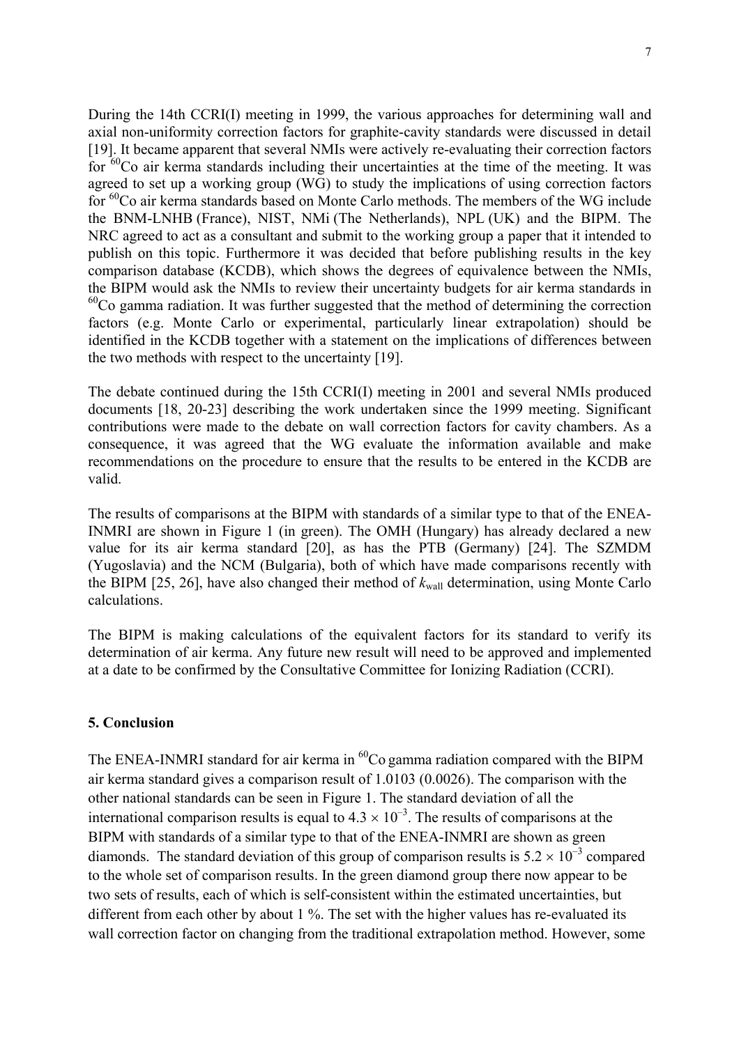During the 14th CCRI(I) meeting in 1999, the various approaches for determining wall and axial non-uniformity correction factors for graphite-cavity standards were discussed in detail [19]. It became apparent that several NMIs were actively re-evaluating their correction factors for $^{60}$Co air kerma standards including their uncertainties at the time of the meeting. It was agreed to set up a working group (WG) to study the implications of using correction factors for $^{60}$Co air kerma standards based on Monte Carlo methods. The members of the WG include the BNM-LNHB (France), NIST, NMi (The Netherlands), NPL (UK) and the BIPM. The NRC agreed to act as a consultant and submit to the working group a paper that it intended to publish on this topic. Furthermore it was decided that before publishing results in the key comparison database (KCDB), which shows the degrees of equivalence between the NMIs, the BIPM would ask the NMIs to review their uncertainty budgets for air kerma standards in $^{60}$Co gamma radiation. It was further suggested that the method of determining the correction factors (e.g. Monte Carlo or experimental, particularly linear extrapolation) should be identified in the KCDB together with a statement on the implications of differences between the two methods with respect to the uncertainty [19].

The debate continued during the 15th CCRI(I) meeting in 2001 and several NMIs produced documents [18, 20-23] describing the work undertaken since the 1999 meeting. Significant contributions were made to the debate on wall correction factors for cavity chambers. As a consequence, it was agreed that the WG evaluate the information available and make recommendations on the procedure to ensure that the results to be entered in the KCDB are valid.

The results of comparisons at the BIPM with standards of a similar type to that of the ENEA-INMRI are shown in Figure 1 (in green). The OMH (Hungary) has already declared a new value for its air kerma standard [20], as has the PTB (Germany) [24]. The SZMDM (Yugoslavia) and the NCM (Bulgaria), both of which have made comparisons recently with the BIPM [25, 26], have also changed their method of $k_{\mathrm{wall}}$ determination, using Monte Carlo calculations.

The BIPM is making calculations of the equivalent factors for its standard to verify its determination of air kerma. Any future new result will need to be approved and implemented at a date to be confirmed by the Consultative Committee for Ionizing Radiation (CCRI).

### 5. Conclusion

The ENEA-INMRI standard for air kerma in $^{60}$Co gamma radiation compared with the BIPM air kerma standard gives a comparison result of 1.0103 (0.0026). The comparison with the other national standards can be seen in Figure 1. The standard deviation of all the international comparison results is equal to $4.3 \times 10^{-3}$. The results of comparisons at the BIPM with standards of a similar type to that of the ENEA-INMRI are shown as green diamonds. The standard deviation of this group of comparison results is $5.2 \times 10^{-3}$ compared to the whole set of comparison results. In the green diamond group there now appear to be two sets of results, each of which is self-consistent within the estimated uncertainties, but different from each other by about 1 %. The set with the higher values has re-evaluated its wall correction factor on changing from the traditional extrapolation method. However, some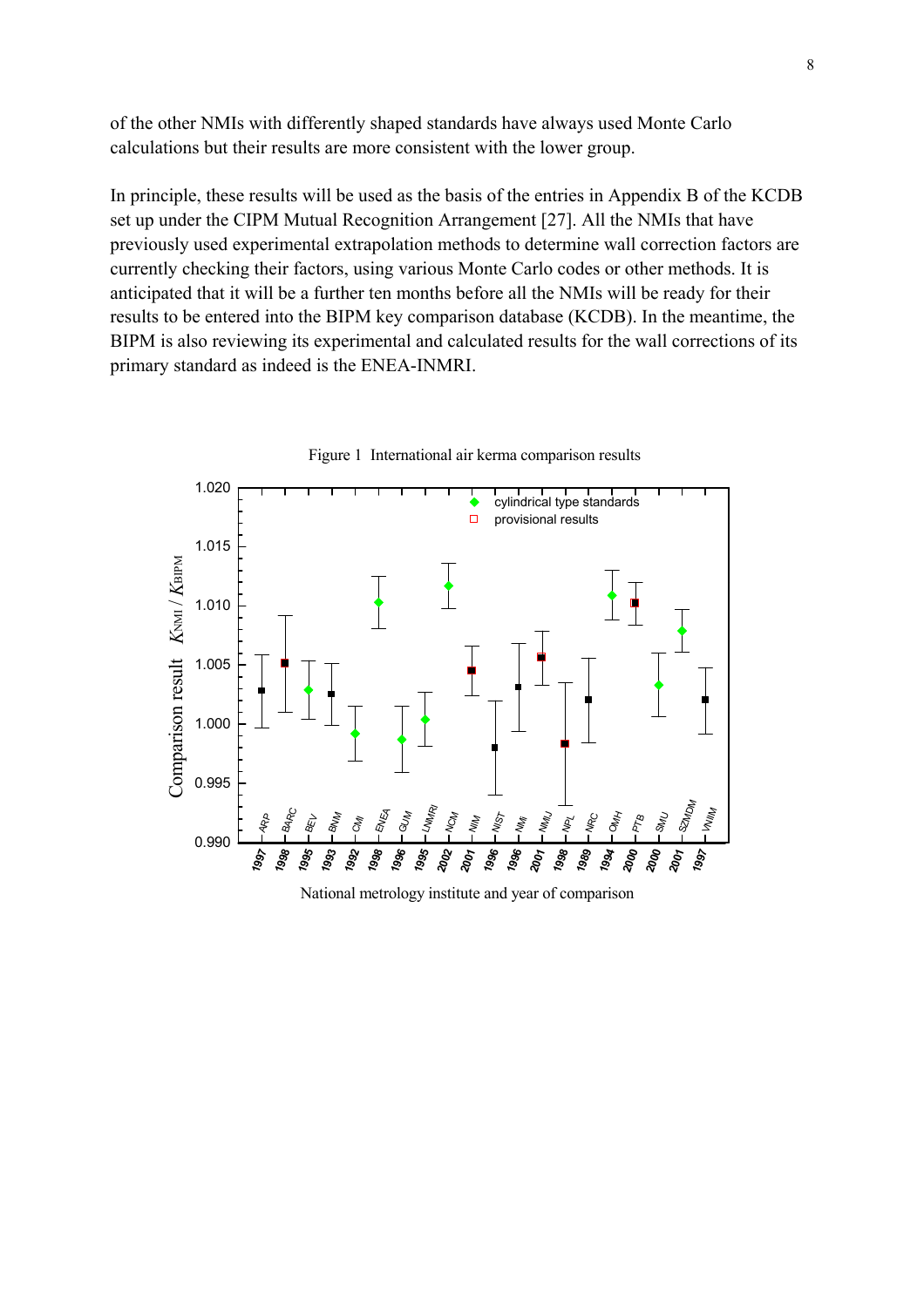of the other NMIs with differently shaped standards have always used Monte Carlo calculations but their results are more consistent with the lower group.

In principle, these results will be used as the basis of the entries in Appendix B of the KCDB set up under the CIPM Mutual Recognition Arrangement [27]. All the NMIs that have previously used experimental extrapolation methods to determine wall correction factors are currently checking their factors, using various Monte Carlo codes or other methods. It is anticipated that it will be a further ten months before all the NMIs will be ready for their results to be entered into the BIPM key comparison database (KCDB). In the meantime, the BIPM is also reviewing its experimental and calculated results for the wall corrections of its primary standard as indeed is the ENEA-INMRI.

Figure 1 International air kerma comparison results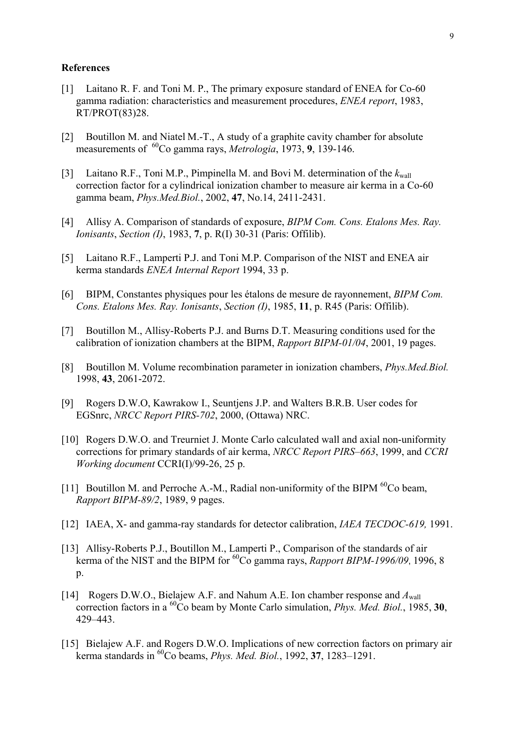### References

[1] Laitano R. F. and Toni M. P., The primary exposure standard of ENEA for Co-60 gamma radiation: characteristics and measurement procedures, *ENEA report*, 1983, RT/PROT(83)28.

[2] Boutillon M. and Niatel M.-T., A study of a graphite cavity chamber for absolute measurements of $^{60}$Co gamma rays, *Metrologia*, 1973, **9**, 139-146.

[3] Laitano R.F., Toni M.P., Pimpinella M. and Bovi M. determination of the $k_{\text{wall}}$ correction factor for a cylindrical ionization chamber to measure air kerma in a Co-60 gamma beam, *Phys.Med.Biol.*, 2002, **47**, No.14, 2411-2431.

[4] Allisy A. Comparison of standards of exposure, *BIPM Com. Cons. Etalons Mes. Ray. Ionisants*, *Section (I)*, 1983, **7**, p. R(I) 30-31 (Paris: Offilib).

[5] Laitano R.F., Lamperti P.J. and Toni M.P. Comparison of the NIST and ENEA air kerma standards *ENEA Internal Report* 1994, 33 p.

[6] BIPM, Constantes physiques pour les étalons de mesure de rayonnement, *BIPM Com. Cons. Etalons Mes. Ray. Ionisants*, *Section (I)*, 1985, **11**, p. R45 (Paris: Offilib).

[7] Boutillon M., Allisy-Roberts P.J. and Burns D.T. Measuring conditions used for the calibration of ionization chambers at the BIPM, *Rapport BIPM-01/04*, 2001, 19 pages.

[8] Boutillon M. Volume recombination parameter in ionization chambers, *Phys.Med.Biol.* 1998, **43**, 2061-2072.

[9] Rogers D.W.O, Kawrakow I., Seuntjens J.P. and Walters B.R.B. User codes for EGSnrc, *NRCC Report PIRS-702*, 2000, (Ottawa) NRC.

[10] Rogers D.W.O. and Treurniet J. Monte Carlo calculated wall and axial non-uniformity corrections for primary standards of air kerma, *NRCC Report PIRS–663*, 1999, and *CCRI Working document* CCRI(I)/99-26, 25 p.

[11] Boutillon M. and Perroche A.-M., Radial non-uniformity of the BIPM $^{60}$Co beam, *Rapport BIPM-89/2*, 1989, 9 pages.

[12] IAEA, X- and gamma-ray standards for detector calibration, *IAEA TECDOC-619,* 1991.

[13] Allisy-Roberts P.J., Boutillon M., Lamperti P., Comparison of the standards of air kerma of the NIST and the BIPM for $^{60}$Co gamma rays, *Rapport BIPM-1996/09,* 1996, 8 p.

[14] Rogers D.W.O., Bielajew A.F. and Nahum A.E. Ion chamber response and $A_{\text{wall}}$ correction factors in a $^{60}$Co beam by Monte Carlo simulation, *Phys. Med. Biol.*, 1985, **30**, 429–443.

[15] Bielajew A.F. and Rogers D.W.O. Implications of new correction factors on primary air kerma standards in $^{60}$Co beams, *Phys. Med. Biol.*, 1992, **37**, 1283–1291.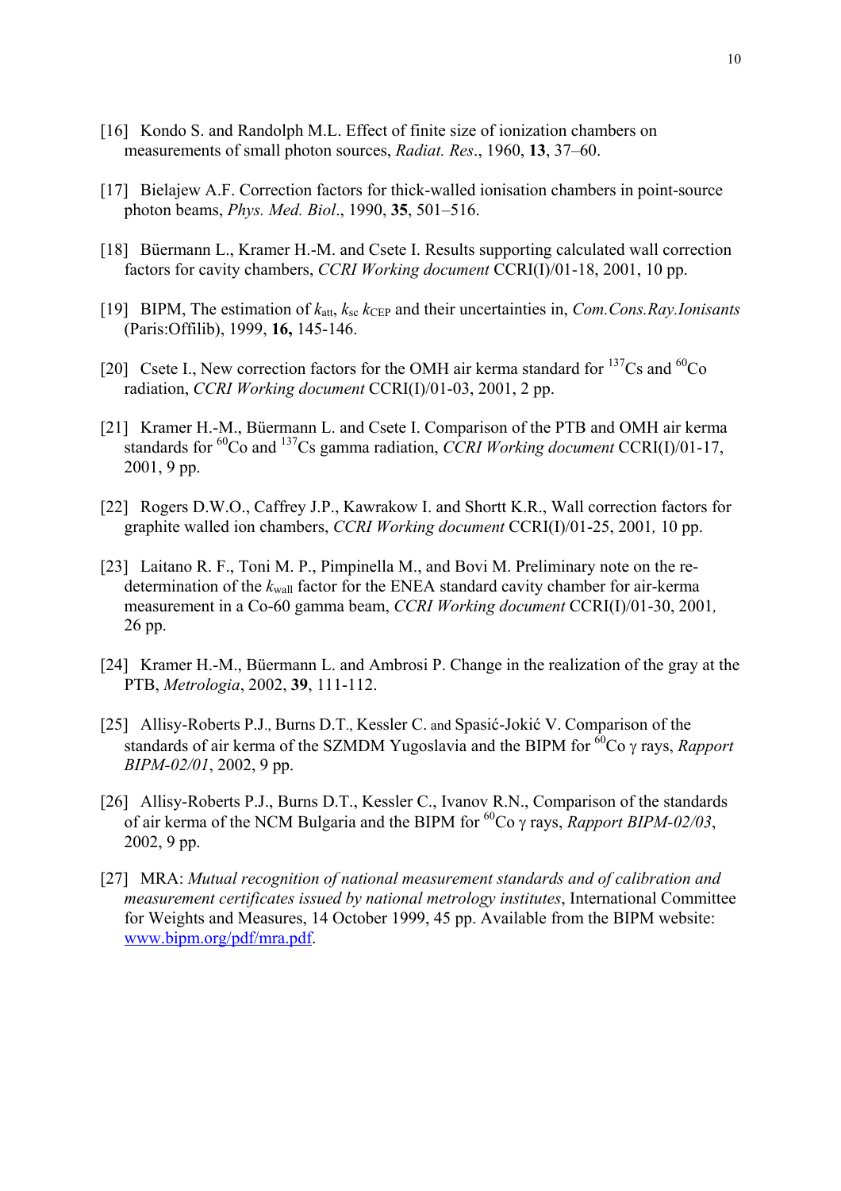[16] Kondo S. and Randolph M.L. Effect of finite size of ionization chambers on measurements of small photon sources, *Radiat. Res*., 1960, **13**, 37–60.

[17] Bielajew A.F. Correction factors for thick-walled ionisation chambers in point-source photon beams, *Phys. Med. Biol*., 1990, **35**, 501–516.

[18] Büermann L., Kramer H.-M. and Csete I. Results supporting calculated wall correction factors for cavity chambers, *CCRI Working document* CCRI(I)/01-18, 2001, 10 pp.

[19] BIPM, The estimation of $k_{att}$, $k_{sc}$ $k_{CEP}$ and their uncertainties in, *Com.Cons.Ray.Ionisants* (Paris:Offilib), 1999, **16,** 145-146.

[20] Csete I., New correction factors for the OMH air kerma standard for $^{137}$Cs and $^{60}$Co radiation, *CCRI Working document* CCRI(I)/01-03, 2001, 2 pp.

[21] Kramer H.-M., Büermann L. and Csete I. Comparison of the PTB and OMH air kerma standards for $^{60}$Co and $^{137}$Cs gamma radiation, *CCRI Working document* CCRI(I)/01-17, 2001, 9 pp.

[22] Rogers D.W.O., Caffrey J.P., Kawrakow I. and Shortt K.R., Wall correction factors for graphite walled ion chambers, *CCRI Working document* CCRI(I)/01-25, 2001*,* 10 pp.

[23] Laitano R. F., Toni M. P., Pimpinella M., and Bovi M. Preliminary note on the re-determination of the $k_{wall}$ factor for the ENEA standard cavity chamber for air-kerma measurement in a Co-60 gamma beam, *CCRI Working document* CCRI(I)/01-30, 2001*,* 26 pp.

[24] Kramer H.-M., Büermann L. and Ambrosi P. Change in the realization of the gray at the PTB, *Metrologia*, 2002, **39**, 111-112.

[25] Allisy-Roberts P.J., Burns D.T., Kessler C. and Spasić-Jokić V. Comparison of the standards of air kerma of the SZMDM Yugoslavia and the BIPM for $^{60}$Co γ rays, *Rapport BIPM-02/01*, 2002, 9 pp.

[26] Allisy-Roberts P.J., Burns D.T., Kessler C., Ivanov R.N., Comparison of the standards of air kerma of the NCM Bulgaria and the BIPM for $^{60}$Co γ rays, *Rapport BIPM-02/03*, 2002, 9 pp.

[27] MRA: *Mutual recognition of national measurement standards and of calibration and measurement certificates issued by national metrology institutes*, International Committee for Weights and Measures, 14 October 1999, 45 pp. Available from the BIPM website: www.bipm.org/pdf/mra.pdf.